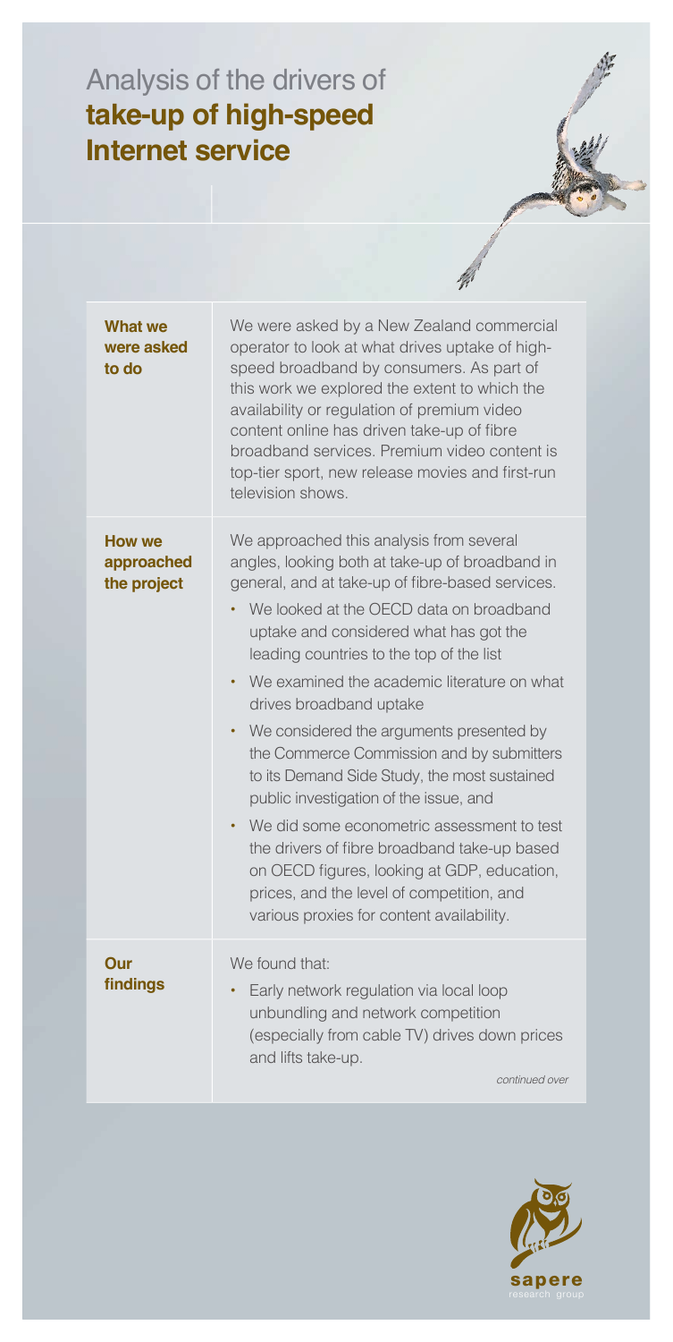# Analysis of the drivers of **take-up of high-speed Internet service**

## What we were asked to do

We were asked by a New Zealand commercial operator to look at what drives uptake of high-speed broadband by consumers. As part of this work we explored the extent to which the availability or regulation of premium video content online has driven take-up of fibre broadband services. Premium video content is top-tier sport, new release movies and first-run television shows.

## How we approached the project

We approached this analysis from several angles, looking both at take-up of broadband in general, and at take-up of fibre-based services.

- We looked at the OECD data on broadband uptake and considered what has got the leading countries to the top of the list
- We examined the academic literature on what drives broadband uptake
- We considered the arguments presented by the Commerce Commission and by submitters to its Demand Side Study, the most sustained public investigation of the issue, and
- We did some econometric assessment to test the drivers of fibre broadband take-up based on OECD figures, looking at GDP, education, prices, and the level of competition, and various proxies for content availability.

## Our findings

We found that:

- Early network regulation via local loop unbundling and network competition (especially from cable TV) drives down prices and lifts take-up.

*continued over*

sapere research group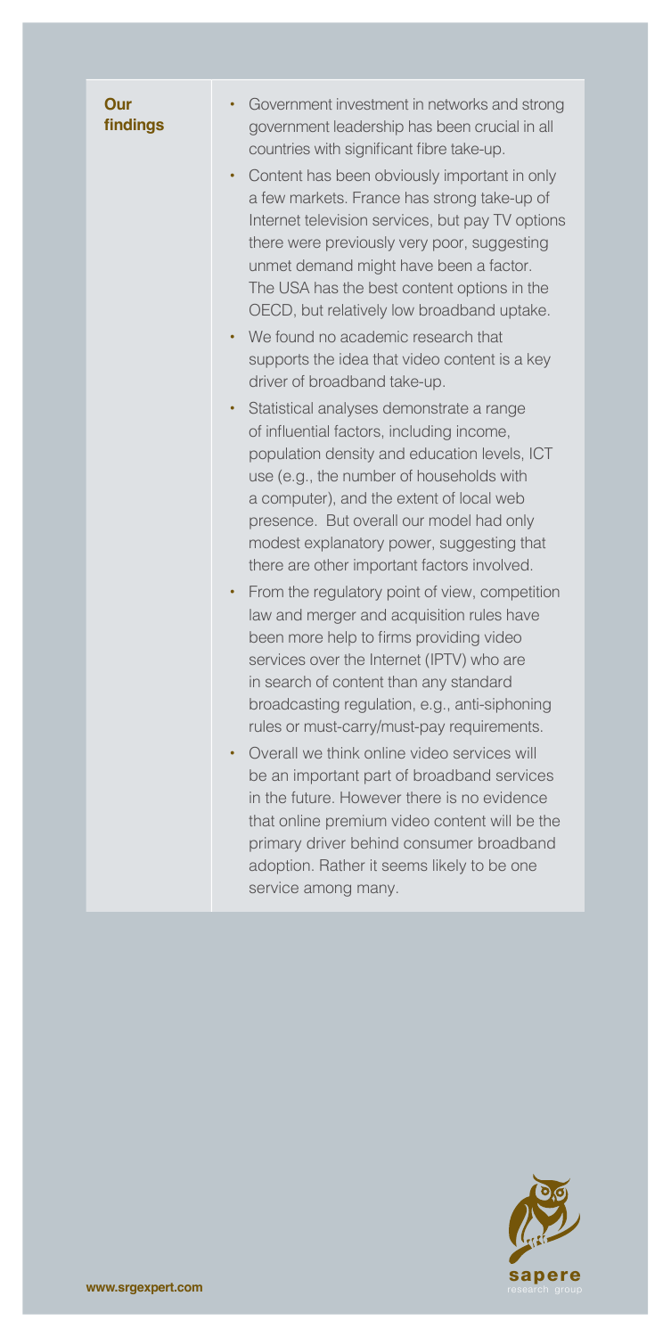**Our findings**

- Government investment in networks and strong government leadership has been crucial in all countries with significant fibre take-up.
- Content has been obviously important in only a few markets. France has strong take-up of Internet television services, but pay TV options there were previously very poor, suggesting unmet demand might have been a factor. The USA has the best content options in the OECD, but relatively low broadband uptake.
- We found no academic research that supports the idea that video content is a key driver of broadband take-up.
- Statistical analyses demonstrate a range of influential factors, including income, population density and education levels, ICT use (e.g., the number of households with a computer), and the extent of local web presence. But overall our model had only modest explanatory power, suggesting that there are other important factors involved.
- From the regulatory point of view, competition law and merger and acquisition rules have been more help to firms providing video services over the Internet (IPTV) who are in search of content than any standard broadcasting regulation, e.g., anti-siphoning rules or must-carry/must-pay requirements.
- Overall we think online video services will be an important part of broadband services in the future. However there is no evidence that online premium video content will be the primary driver behind consumer broadband adoption. Rather it seems likely to be one service among many.

**www.srgexpert.com**

sapere
research group